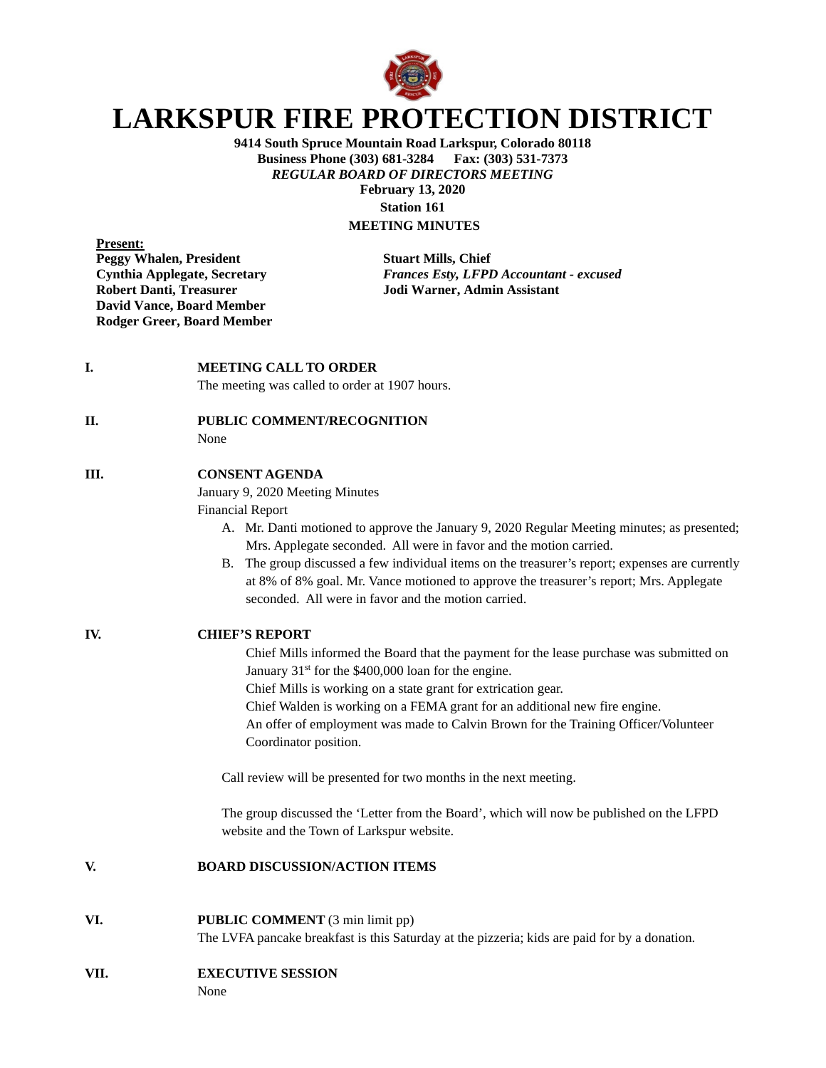# LARKSPUR FIRE PROTECTION DISTRICT

**9414 South Spruce Mountain Road Larkspur, Colorado 80118**
**Business Phone (303) 681-3284 Fax: (303) 531-7373**
***REGULAR BOARD OF DIRECTORS MEETING***
**February 13, 2020**
**Station 161**
**MEETING MINUTES**

**Present:**

**Peggy Whalen, President**
**Cynthia Applegate, Secretary**
**Robert Danti, Treasurer**
**David Vance, Board Member**
**Rodger Greer, Board Member**

**Stuart Mills, Chief**
***Frances Esty, LFPD Accountant - excused***
**Jodi Warner, Admin Assistant**

**I. MEETING CALL TO ORDER**

The meeting was called to order at 1907 hours.

**II. PUBLIC COMMENT/RECOGNITION**

None

**III. CONSENT AGENDA**

January 9, 2020 Meeting Minutes
Financial Report

A. Mr. Danti motioned to approve the January 9, 2020 Regular Meeting minutes; as presented; Mrs. Applegate seconded. All were in favor and the motion carried.
B. The group discussed a few individual items on the treasurer's report; expenses are currently at 8% of 8% goal. Mr. Vance motioned to approve the treasurer's report; Mrs. Applegate seconded. All were in favor and the motion carried.

**IV. CHIEF'S REPORT**

Chief Mills informed the Board that the payment for the lease purchase was submitted on January 31st for the $400,000 loan for the engine.
Chief Mills is working on a state grant for extrication gear.
Chief Walden is working on a FEMA grant for an additional new fire engine.
An offer of employment was made to Calvin Brown for the Training Officer/Volunteer Coordinator position.

Call review will be presented for two months in the next meeting.

The group discussed the 'Letter from the Board', which will now be published on the LFPD website and the Town of Larkspur website.

**V. BOARD DISCUSSION/ACTION ITEMS**

**VI. PUBLIC COMMENT** (3 min limit pp)

The LVFA pancake breakfast is this Saturday at the pizzeria; kids are paid for by a donation.

**VII. EXECUTIVE SESSION**

None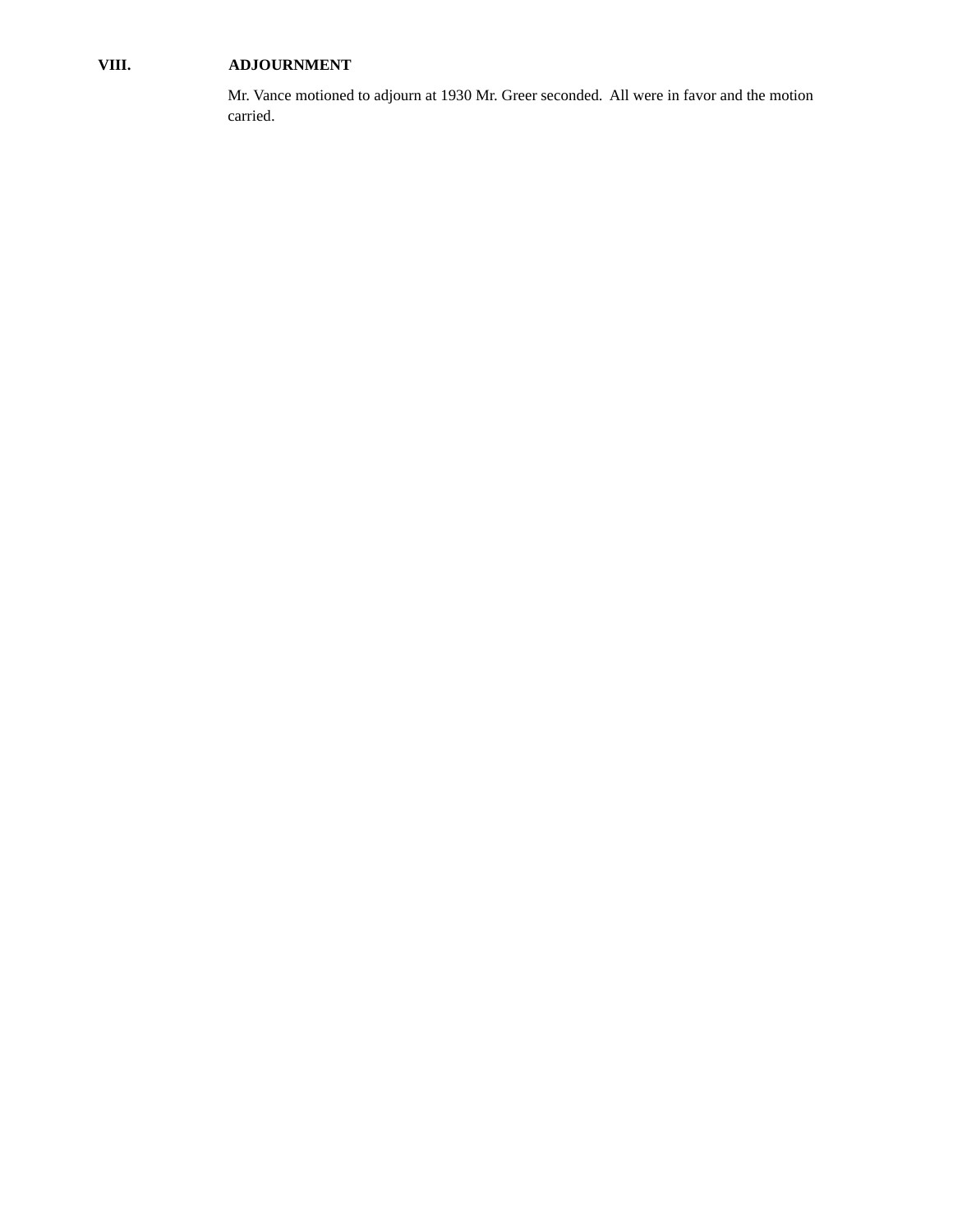## VIII. ADJOURNMENT

Mr. Vance motioned to adjourn at 1930 Mr. Greer seconded. All were in favor and the motion carried.